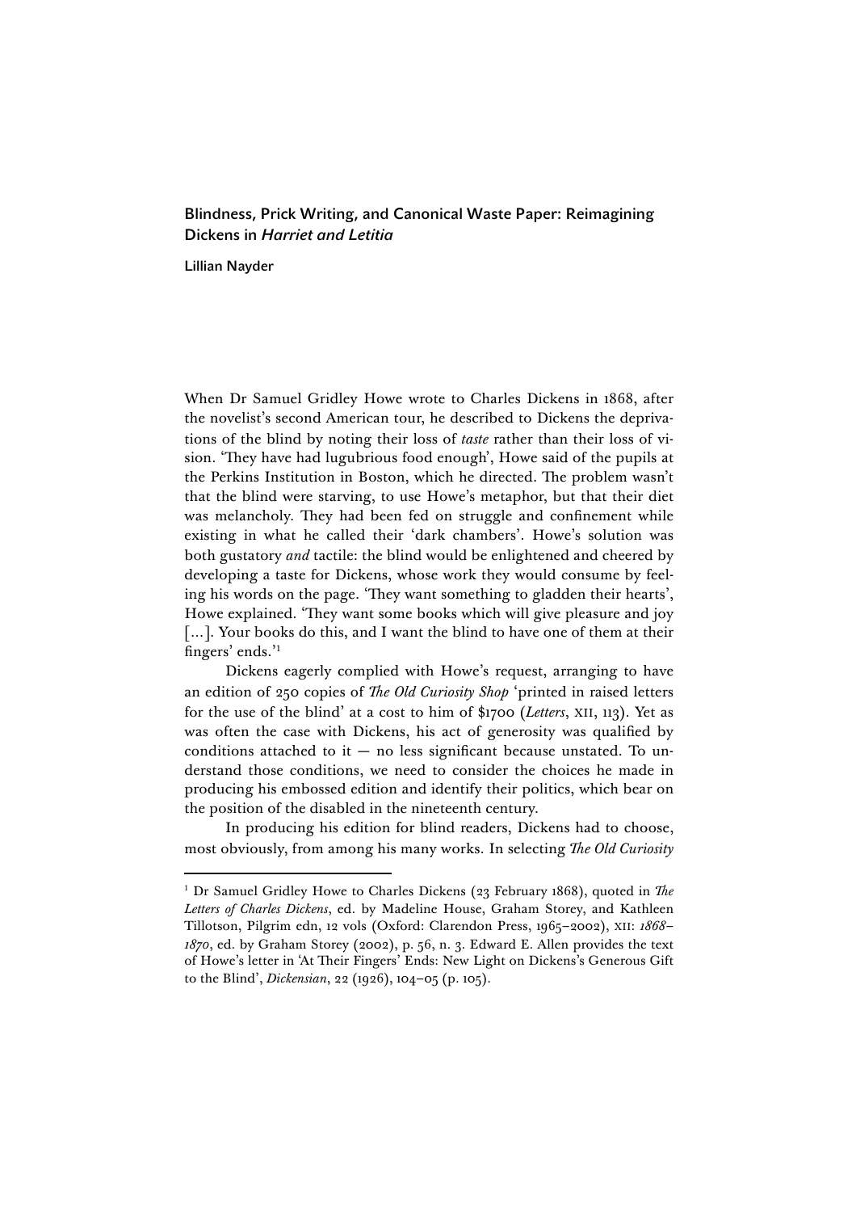# Blindness, Prick Writing, and Canonical Waste Paper: Reimagining Dickens in *Harriet and Letitia*

**Lillian Nayder**

When Dr Samuel Gridley Howe wrote to Charles Dickens in 1868, after the novelist's second American tour, he described to Dickens the deprivations of the blind by noting their loss of *taste* rather than their loss of vision. 'They have had lugubrious food enough', Howe said of the pupils at the Perkins Institution in Boston, which he directed. The problem wasn't that the blind were starving, to use Howe's metaphor, but that their diet was melancholy. They had been fed on struggle and confinement while existing in what he called their 'dark chambers'. Howe's solution was both gustatory *and* tactile: the blind would be enlightened and cheered by developing a taste for Dickens, whose work they would consume by feeling his words on the page. 'They want something to gladden their hearts', Howe explained. 'They want some books which will give pleasure and joy [...]. Your books do this, and I want the blind to have one of them at their fingers' ends.'[1]

Dickens eagerly complied with Howe's request, arranging to have an edition of 250 copies of *The Old Curiosity Shop* 'printed in raised letters for the use of the blind' at a cost to him of $1700 (*Letters*, XII, 113). Yet as was often the case with Dickens, his act of generosity was qualified by conditions attached to it — no less significant because unstated. To understand those conditions, we need to consider the choices he made in producing his embossed edition and identify their politics, which bear on the position of the disabled in the nineteenth century.

In producing his edition for blind readers, Dickens had to choose, most obviously, from among his many works. In selecting *The Old Curiosity*

---

[1] Dr Samuel Gridley Howe to Charles Dickens (23 February 1868), quoted in *The Letters of Charles Dickens*, ed. by Madeline House, Graham Storey, and Kathleen Tillotson, Pilgrim edn, 12 vols (Oxford: Clarendon Press, 1965–2002), XII: *1868–1870*, ed. by Graham Storey (2002), p. 56, n. 3. Edward E. Allen provides the text of Howe's letter in 'At Their Fingers' Ends: New Light on Dickens's Generous Gift to the Blind', *Dickensian*, 22 (1926), 104–05 (p. 105).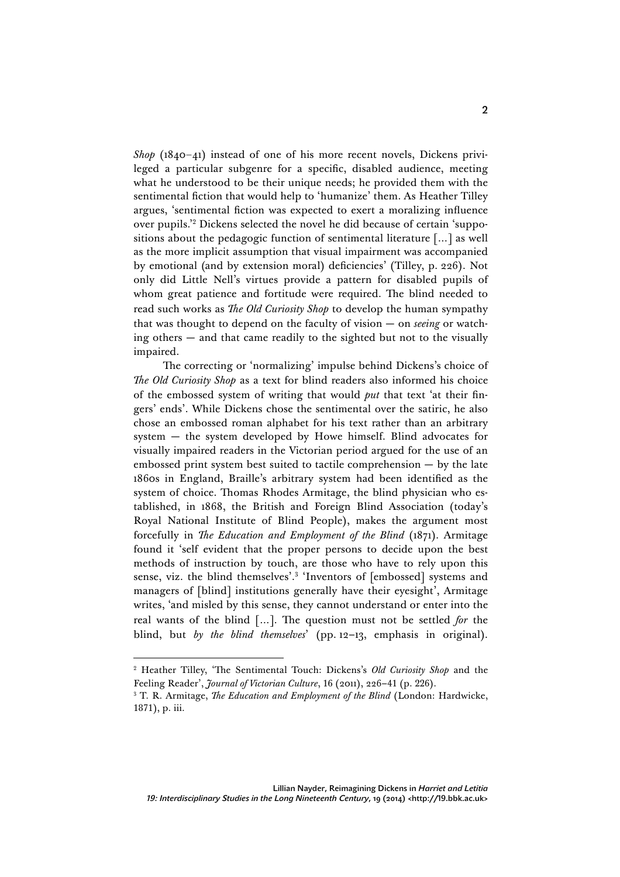*Shop* (1840–41) instead of one of his more recent novels, Dickens privileged a particular subgenre for a specific, disabled audience, meeting what he understood to be their unique needs; he provided them with the sentimental fiction that would help to 'humanize' them. As Heather Tilley argues, 'sentimental fiction was expected to exert a moralizing influence over pupils.'[2] Dickens selected the novel he did because of certain 'suppositions about the pedagogic function of sentimental literature […] as well as the more implicit assumption that visual impairment was accompanied by emotional (and by extension moral) deficiencies' (Tilley, p. 226). Not only did Little Nell's virtues provide a pattern for disabled pupils of whom great patience and fortitude were required. The blind needed to read such works as *The Old Curiosity Shop* to develop the human sympathy that was thought to depend on the faculty of vision — on *seeing* or watching others — and that came readily to the sighted but not to the visually impaired.

The correcting or 'normalizing' impulse behind Dickens's choice of *The Old Curiosity Shop* as a text for blind readers also informed his choice of the embossed system of writing that would *put* that text 'at their fingers' ends'. While Dickens chose the sentimental over the satiric, he also chose an embossed roman alphabet for his text rather than an arbitrary system — the system developed by Howe himself. Blind advocates for visually impaired readers in the Victorian period argued for the use of an embossed print system best suited to tactile comprehension — by the late 1860s in England, Braille's arbitrary system had been identified as the system of choice. Thomas Rhodes Armitage, the blind physician who established, in 1868, the British and Foreign Blind Association (today's Royal National Institute of Blind People), makes the argument most forcefully in *The Education and Employment of the Blind* (1871). Armitage found it 'self evident that the proper persons to decide upon the best methods of instruction by touch, are those who have to rely upon this sense, viz. the blind themselves'.[3] 'Inventors of [embossed] systems and managers of [blind] institutions generally have their eyesight', Armitage writes, 'and misled by this sense, they cannot understand or enter into the real wants of the blind […]. The question must not be settled *for* the blind, but *by the blind themselves*' (pp. 12–13, emphasis in original).

---

[2] Heather Tilley, 'The Sentimental Touch: Dickens's *Old Curiosity Shop* and the Feeling Reader', *Journal of Victorian Culture*, 16 (2011), 226–41 (p. 226).

[3] T. R. Armitage, *The Education and Employment of the Blind* (London: Hardwicke, 1871), p. iii.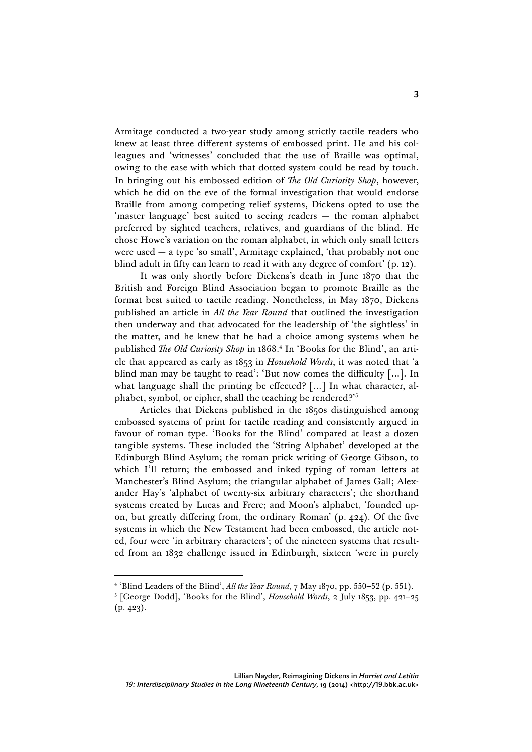Armitage conducted a two-year study among strictly tactile readers who knew at least three different systems of embossed print. He and his colleagues and 'witnesses' concluded that the use of Braille was optimal, owing to the ease with which that dotted system could be read by touch. In bringing out his embossed edition of *The Old Curiosity Shop*, however, which he did on the eve of the formal investigation that would endorse Braille from among competing relief systems, Dickens opted to use the 'master language' best suited to seeing readers — the roman alphabet preferred by sighted teachers, relatives, and guardians of the blind. He chose Howe's variation on the roman alphabet, in which only small letters were used — a type 'so small', Armitage explained, 'that probably not one blind adult in fifty can learn to read it with any degree of comfort' (p. 12).

It was only shortly before Dickens's death in June 1870 that the British and Foreign Blind Association began to promote Braille as the format best suited to tactile reading. Nonetheless, in May 1870, Dickens published an article in *All the Year Round* that outlined the investigation then underway and that advocated for the leadership of 'the sightless' in the matter, and he knew that he had a choice among systems when he published *The Old Curiosity Shop* in 1868.[4] In 'Books for the Blind', an article that appeared as early as 1853 in *Household Words*, it was noted that 'a blind man may be taught to read': 'But now comes the difficulty [...]. In what language shall the printing be effected? [...] In what character, alphabet, symbol, or cipher, shall the teaching be rendered?'[5]

Articles that Dickens published in the 1850s distinguished among embossed systems of print for tactile reading and consistently argued in favour of roman type. 'Books for the Blind' compared at least a dozen tangible systems. These included the 'String Alphabet' developed at the Edinburgh Blind Asylum; the roman prick writing of George Gibson, to which I'll return; the embossed and inked typing of roman letters at Manchester's Blind Asylum; the triangular alphabet of James Gall; Alexander Hay's 'alphabet of twenty-six arbitrary characters'; the shorthand systems created by Lucas and Frere; and Moon's alphabet, 'founded upon, but greatly differing from, the ordinary Roman' (p. 424). Of the five systems in which the New Testament had been embossed, the article noted, four were 'in arbitrary characters'; of the nineteen systems that resulted from an 1832 challenge issued in Edinburgh, sixteen 'were in purely

---

[4] 'Blind Leaders of the Blind', *All the Year Round*, 7 May 1870, pp. 550–52 (p. 551).

[5] [George Dodd], 'Books for the Blind', *Household Words*, 2 July 1853, pp. 421–25 (p. 423).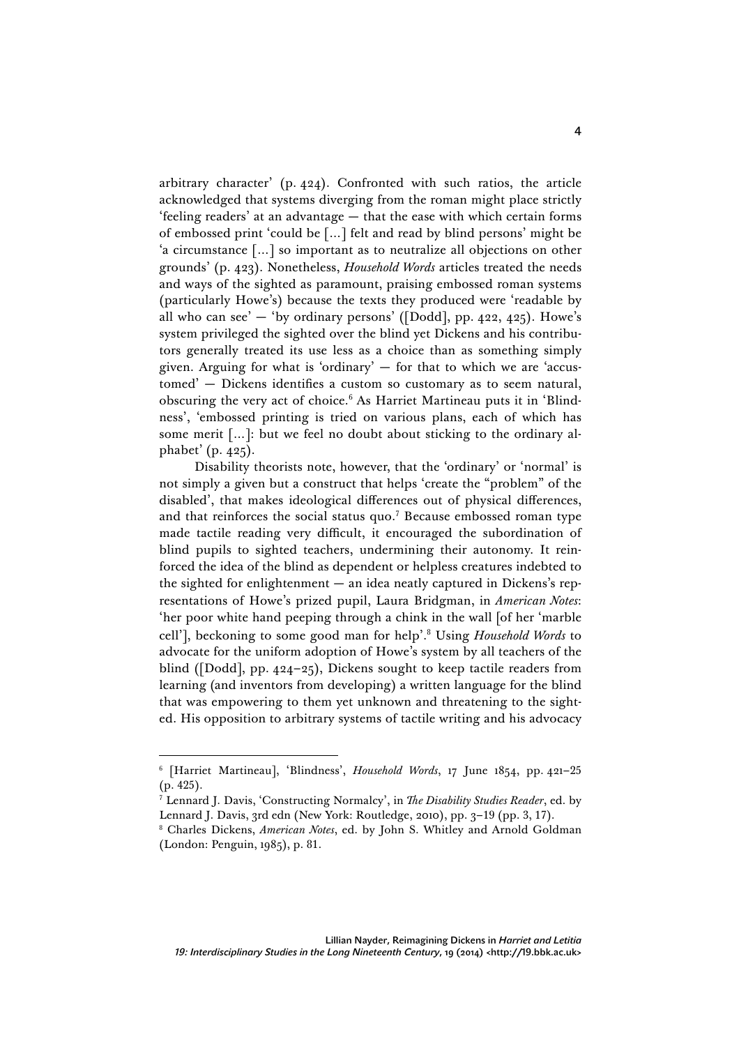arbitrary character' (p. 424). Confronted with such ratios, the article acknowledged that systems diverging from the roman might place strictly 'feeling readers' at an advantage — that the ease with which certain forms of embossed print 'could be [...] felt and read by blind persons' might be 'a circumstance [...] so important as to neutralize all objections on other grounds' (p. 423). Nonetheless, *Household Words* articles treated the needs and ways of the sighted as paramount, praising embossed roman systems (particularly Howe's) because the texts they produced were 'readable by all who can see' — 'by ordinary persons' ([Dodd], pp. 422, 425). Howe's system privileged the sighted over the blind yet Dickens and his contributors generally treated its use less as a choice than as something simply given. Arguing for what is 'ordinary' — for that to which we are 'accustomed' — Dickens identifies a custom so customary as to seem natural, obscuring the very act of choice.[6] As Harriet Martineau puts it in 'Blindness', 'embossed printing is tried on various plans, each of which has some merit [...]: but we feel no doubt about sticking to the ordinary alphabet' (p. 425).

Disability theorists note, however, that the 'ordinary' or 'normal' is not simply a given but a construct that helps 'create the "problem" of the disabled', that makes ideological differences out of physical differences, and that reinforces the social status quo.[7] Because embossed roman type made tactile reading very difficult, it encouraged the subordination of blind pupils to sighted teachers, undermining their autonomy. It reinforced the idea of the blind as dependent or helpless creatures indebted to the sighted for enlightenment — an idea neatly captured in Dickens's representations of Howe's prized pupil, Laura Bridgman, in *American Notes*: 'her poor white hand peeping through a chink in the wall [of her 'marble cell'], beckoning to some good man for help'.[8] Using *Household Words* to advocate for the uniform adoption of Howe's system by all teachers of the blind ([Dodd], pp. 424–25), Dickens sought to keep tactile readers from learning (and inventors from developing) a written language for the blind that was empowering to them yet unknown and threatening to the sighted. His opposition to arbitrary systems of tactile writing and his advocacy

---

[6] [Harriet Martineau], 'Blindness', *Household Words*, 17 June 1854, pp. 421–25 (p. 425).

[7] Lennard J. Davis, 'Constructing Normalcy', in *The Disability Studies Reader*, ed. by Lennard J. Davis, 3rd edn (New York: Routledge, 2010), pp. 3–19 (pp. 3, 17).

[8] Charles Dickens, *American Notes*, ed. by John S. Whitley and Arnold Goldman (London: Penguin, 1985), p. 81.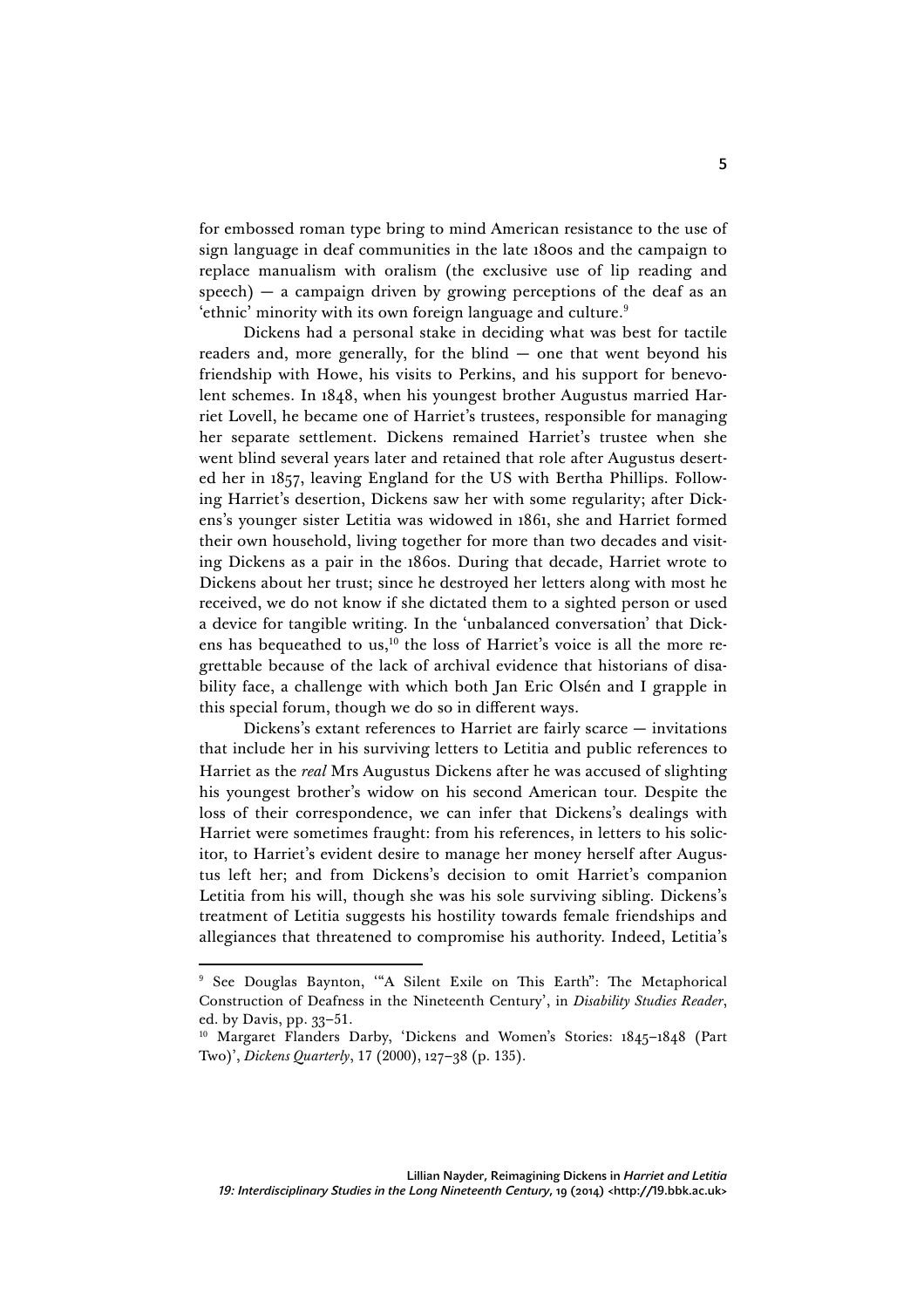for embossed roman type bring to mind American resistance to the use of sign language in deaf communities in the late 1800s and the campaign to replace manualism with oralism (the exclusive use of lip reading and speech) — a campaign driven by growing perceptions of the deaf as an 'ethnic' minority with its own foreign language and culture.[9]

Dickens had a personal stake in deciding what was best for tactile readers and, more generally, for the blind — one that went beyond his friendship with Howe, his visits to Perkins, and his support for benevolent schemes. In 1848, when his youngest brother Augustus married Harriet Lovell, he became one of Harriet's trustees, responsible for managing her separate settlement. Dickens remained Harriet's trustee when she went blind several years later and retained that role after Augustus deserted her in 1857, leaving England for the US with Bertha Phillips. Following Harriet's desertion, Dickens saw her with some regularity; after Dickens's younger sister Letitia was widowed in 1861, she and Harriet formed their own household, living together for more than two decades and visiting Dickens as a pair in the 1860s. During that decade, Harriet wrote to Dickens about her trust; since he destroyed her letters along with most he received, we do not know if she dictated them to a sighted person or used a device for tangible writing. In the 'unbalanced conversation' that Dickens has bequeathed to us,[10] the loss of Harriet's voice is all the more regrettable because of the lack of archival evidence that historians of disability face, a challenge with which both Jan Eric Olsén and I grapple in this special forum, though we do so in different ways.

Dickens's extant references to Harriet are fairly scarce — invitations that include her in his surviving letters to Letitia and public references to Harriet as the *real* Mrs Augustus Dickens after he was accused of slighting his youngest brother's widow on his second American tour. Despite the loss of their correspondence, we can infer that Dickens's dealings with Harriet were sometimes fraught: from his references, in letters to his solicitor, to Harriet's evident desire to manage her money herself after Augustus left her; and from Dickens's decision to omit Harriet's companion Letitia from his will, though she was his sole surviving sibling. Dickens's treatment of Letitia suggests his hostility towards female friendships and allegiances that threatened to compromise his authority. Indeed, Letitia's

---

[9] See Douglas Baynton, '"A Silent Exile on This Earth": The Metaphorical Construction of Deafness in the Nineteenth Century', in *Disability Studies Reader*, ed. by Davis, pp. 33–51.

[10] Margaret Flanders Darby, 'Dickens and Women's Stories: 1845–1848 (Part Two)', *Dickens Quarterly*, 17 (2000), 127–38 (p. 135).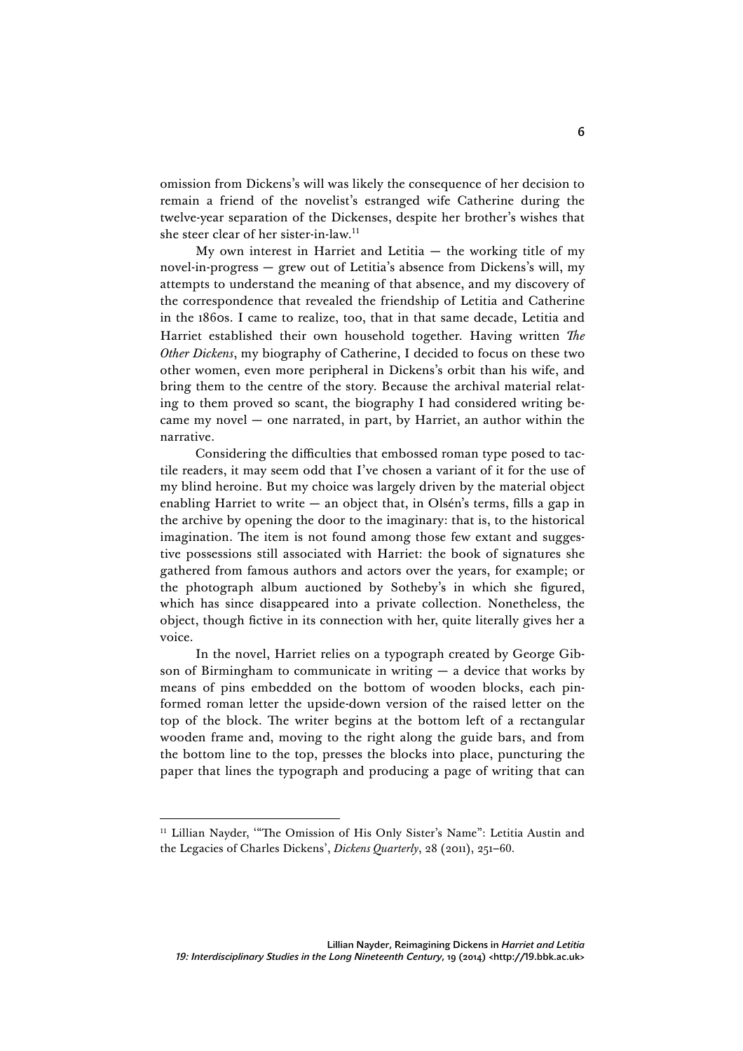omission from Dickens's will was likely the consequence of her decision to remain a friend of the novelist's estranged wife Catherine during the twelve-year separation of the Dickenses, despite her brother's wishes that she steer clear of her sister-in-law.[11]

My own interest in Harriet and Letitia — the working title of my novel-in-progress — grew out of Letitia's absence from Dickens's will, my attempts to understand the meaning of that absence, and my discovery of the correspondence that revealed the friendship of Letitia and Catherine in the 1860s. I came to realize, too, that in that same decade, Letitia and Harriet established their own household together. Having written *The Other Dickens*, my biography of Catherine, I decided to focus on these two other women, even more peripheral in Dickens's orbit than his wife, and bring them to the centre of the story. Because the archival material relating to them proved so scant, the biography I had considered writing became my novel — one narrated, in part, by Harriet, an author within the narrative.

Considering the difficulties that embossed roman type posed to tactile readers, it may seem odd that I've chosen a variant of it for the use of my blind heroine. But my choice was largely driven by the material object enabling Harriet to write — an object that, in Olsén's terms, fills a gap in the archive by opening the door to the imaginary: that is, to the historical imagination. The item is not found among those few extant and suggestive possessions still associated with Harriet: the book of signatures she gathered from famous authors and actors over the years, for example; or the photograph album auctioned by Sotheby's in which she figured, which has since disappeared into a private collection. Nonetheless, the object, though fictive in its connection with her, quite literally gives her a voice.

In the novel, Harriet relies on a typograph created by George Gibson of Birmingham to communicate in writing — a device that works by means of pins embedded on the bottom of wooden blocks, each pin-formed roman letter the upside-down version of the raised letter on the top of the block. The writer begins at the bottom left of a rectangular wooden frame and, moving to the right along the guide bars, and from the bottom line to the top, presses the blocks into place, puncturing the paper that lines the typograph and producing a page of writing that can

---

[11] Lillian Nayder, '"The Omission of His Only Sister's Name": Letitia Austin and the Legacies of Charles Dickens', *Dickens Quarterly*, 28 (2011), 251–60.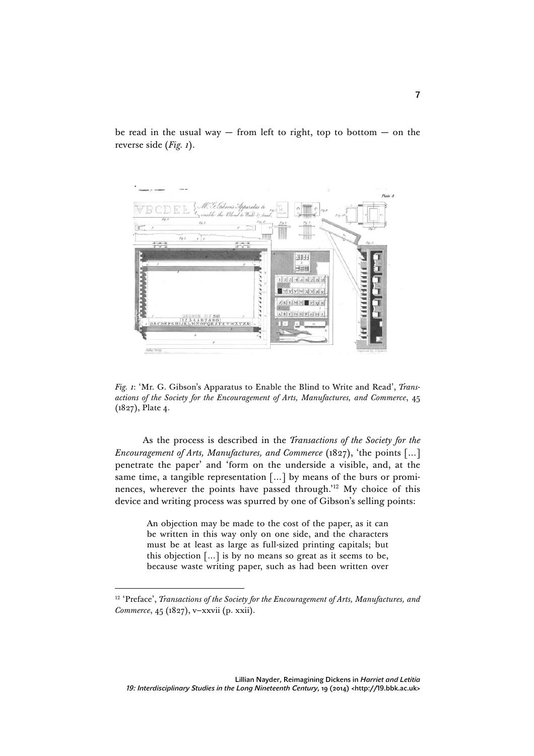be read in the usual way — from left to right, top to bottom — on the reverse side (*Fig. 1*).

*Fig. 1*: 'Mr. G. Gibson's Apparatus to Enable the Blind to Write and Read', *Transactions of the Society for the Encouragement of Arts, Manufactures, and Commerce*, 45 (1827), Plate 4.

As the process is described in the *Transactions of the Society for the Encouragement of Arts, Manufactures, and Commerce* (1827), 'the points [...] penetrate the paper' and 'form on the underside a visible, and, at the same time, a tangible representation [...] by means of the burs or prominences, wherever the points have passed through.'[12] My choice of this device and writing process was spurred by one of Gibson's selling points:

> An objection may be made to the cost of the paper, as it can be written in this way only on one side, and the characters must be at least as large as full-sized printing capitals; but this objection [...] is by no means so great as it seems to be, because waste writing paper, such as had been written over

---

[12] 'Preface', *Transactions of the Society for the Encouragement of Arts, Manufactures, and Commerce*, 45 (1827), v–xxvii (p. xxii).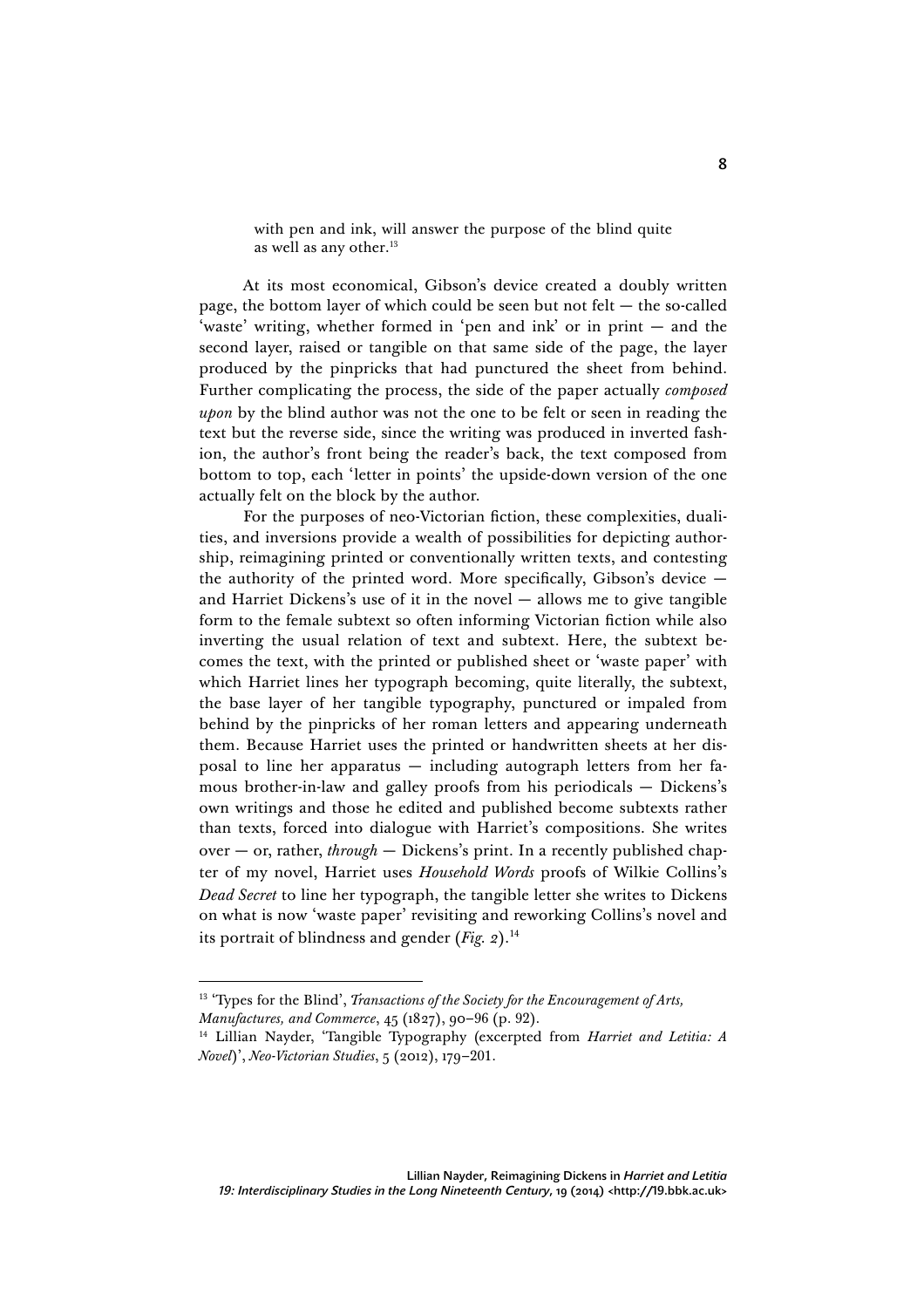> with pen and ink, will answer the purpose of the blind quite as well as any other.[13]

At its most economical, Gibson's device created a doubly written page, the bottom layer of which could be seen but not felt — the so-called 'waste' writing, whether formed in 'pen and ink' or in print — and the second layer, raised or tangible on that same side of the page, the layer produced by the pinpricks that had punctured the sheet from behind. Further complicating the process, the side of the paper actually *composed upon* by the blind author was not the one to be felt or seen in reading the text but the reverse side, since the writing was produced in inverted fashion, the author's front being the reader's back, the text composed from bottom to top, each 'letter in points' the upside-down version of the one actually felt on the block by the author.

For the purposes of neo-Victorian fiction, these complexities, dualities, and inversions provide a wealth of possibilities for depicting authorship, reimagining printed or conventionally written texts, and contesting the authority of the printed word. More specifically, Gibson's device — and Harriet Dickens's use of it in the novel — allows me to give tangible form to the female subtext so often informing Victorian fiction while also inverting the usual relation of text and subtext. Here, the subtext becomes the text, with the printed or published sheet or 'waste paper' with which Harriet lines her typograph becoming, quite literally, the subtext, the base layer of her tangible typography, punctured or impaled from behind by the pinpricks of her roman letters and appearing underneath them. Because Harriet uses the printed or handwritten sheets at her disposal to line her apparatus — including autograph letters from her famous brother-in-law and galley proofs from his periodicals — Dickens's own writings and those he edited and published become subtexts rather than texts, forced into dialogue with Harriet's compositions. She writes over — or, rather, *through* — Dickens's print. In a recently published chapter of my novel, Harriet uses *Household Words* proofs of Wilkie Collins's *Dead Secret* to line her typograph, the tangible letter she writes to Dickens on what is now 'waste paper' revisiting and reworking Collins's novel and its portrait of blindness and gender (*Fig. 2*).[14]

---

[13] 'Types for the Blind', *Transactions of the Society for the Encouragement of Arts, Manufactures, and Commerce*, 45 (1827), 90–96 (p. 92).

[14] Lillian Nayder, 'Tangible Typography (excerpted from *Harriet and Letitia: A Novel*)', *Neo-Victorian Studies*, 5 (2012), 179–201.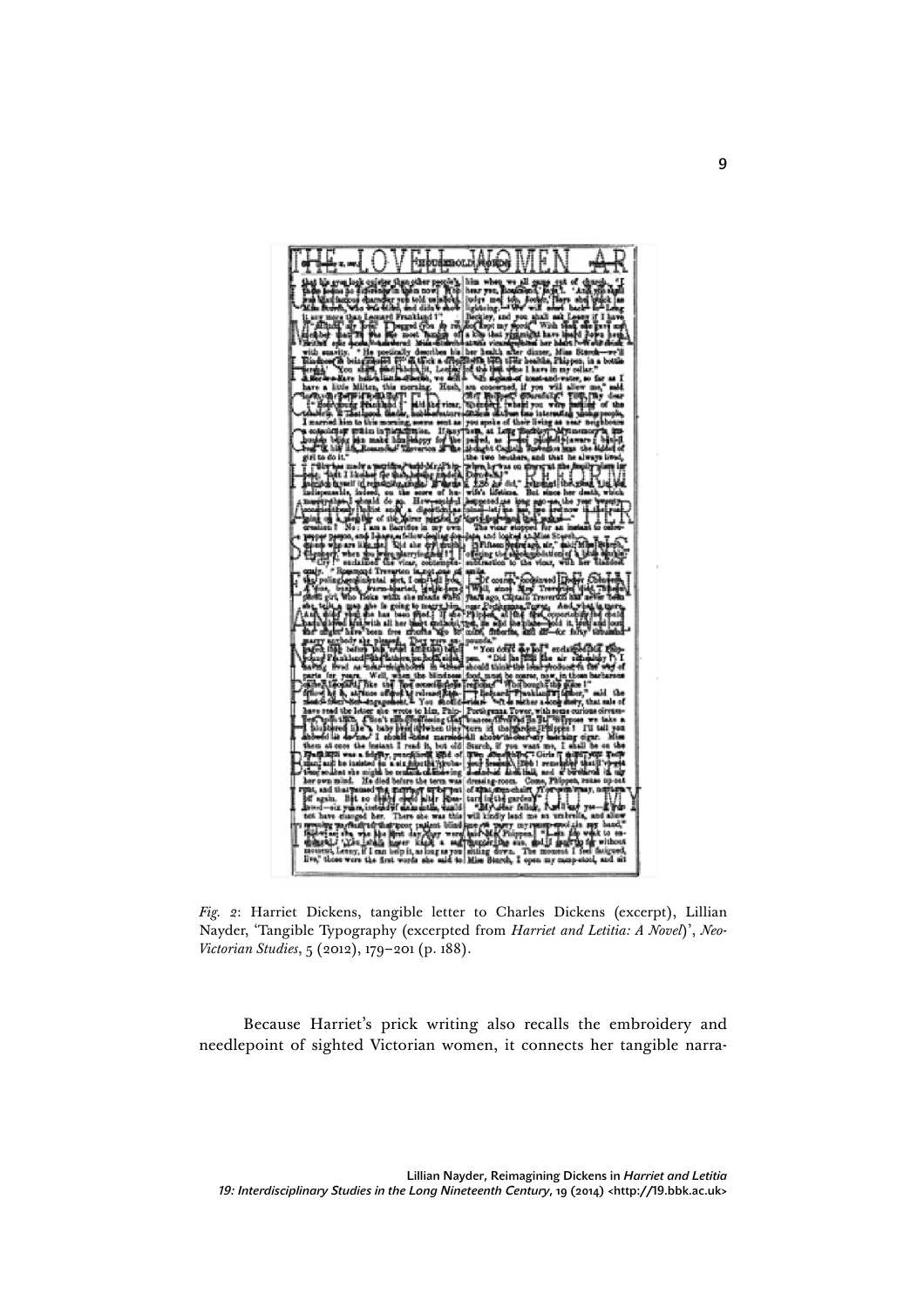*Fig. 2*: Harriet Dickens, tangible letter to Charles Dickens (excerpt), Lillian Nayder, 'Tangible Typography (excerpted from *Harriet and Letitia: A Novel*)', *Neo-Victorian Studies*, 5 (2012), 179–201 (p. 188).

Because Harriet's prick writing also recalls the embroidery and needlepoint of sighted Victorian women, it connects her tangible narra-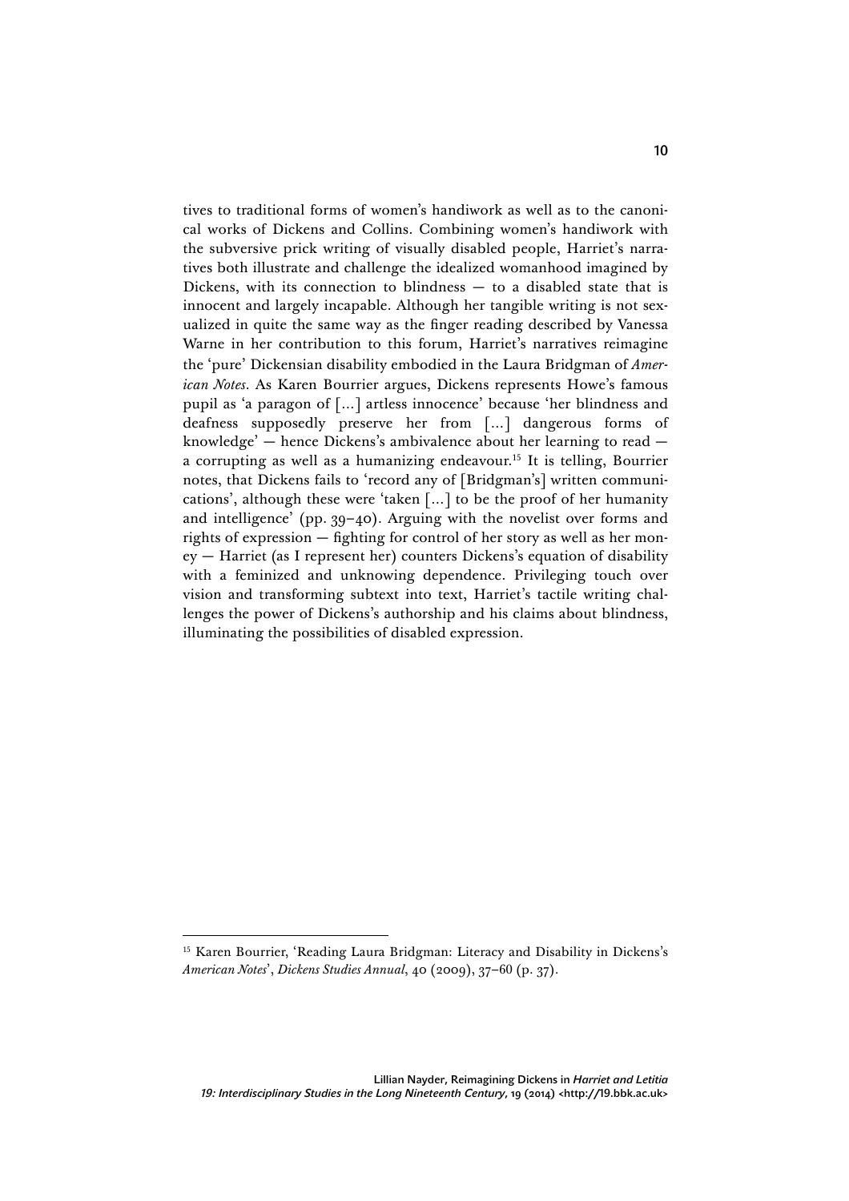tives to traditional forms of women's handiwork as well as to the canonical works of Dickens and Collins. Combining women's handiwork with the subversive prick writing of visually disabled people, Harriet's narratives both illustrate and challenge the idealized womanhood imagined by Dickens, with its connection to blindness — to a disabled state that is innocent and largely incapable. Although her tangible writing is not sexualized in quite the same way as the finger reading described by Vanessa Warne in her contribution to this forum, Harriet's narratives reimagine the 'pure' Dickensian disability embodied in the Laura Bridgman of *American Notes*. As Karen Bourrier argues, Dickens represents Howe's famous pupil as 'a paragon of […] artless innocence' because 'her blindness and deafness supposedly preserve her from […] dangerous forms of knowledge' — hence Dickens's ambivalence about her learning to read — a corrupting as well as a humanizing endeavour.[15] It is telling, Bourrier notes, that Dickens fails to 'record any of [Bridgman's] written communications', although these were 'taken […] to be the proof of her humanity and intelligence' (pp. 39–40). Arguing with the novelist over forms and rights of expression — fighting for control of her story as well as her money — Harriet (as I represent her) counters Dickens's equation of disability with a feminized and unknowing dependence. Privileging touch over vision and transforming subtext into text, Harriet's tactile writing challenges the power of Dickens's authorship and his claims about blindness, illuminating the possibilities of disabled expression.

[15] Karen Bourrier, 'Reading Laura Bridgman: Literacy and Disability in Dickens's *American Notes*', *Dickens Studies Annual*, 40 (2009), 37–60 (p. 37).